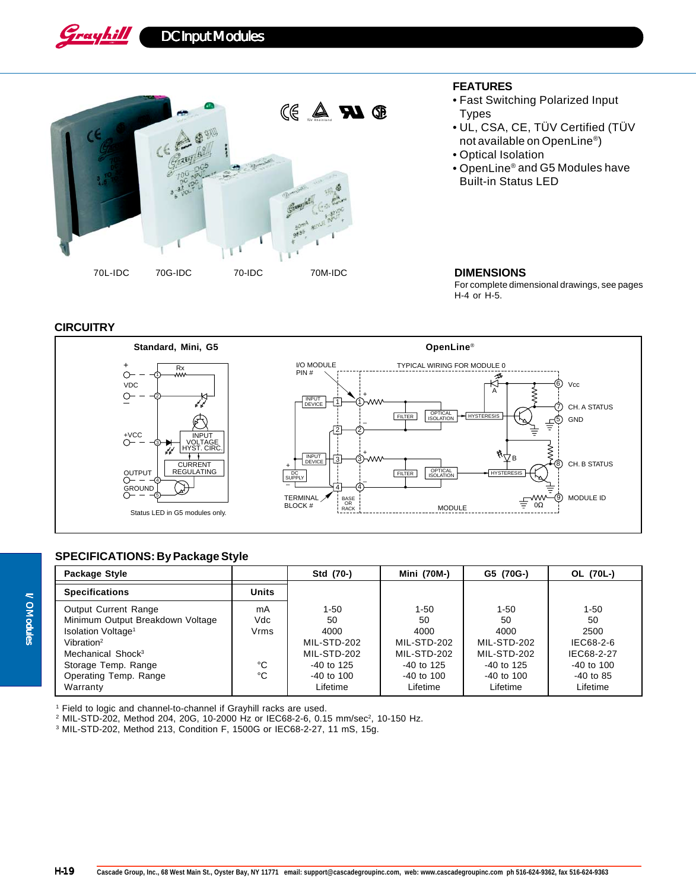# DC Input Modules

70L-IDC 70G-IDC 70-IDC 70M-IDC

## FEATURES

- Fast Switching Polarized Input Types
- UL, CSA, CE, TÜV Certified (TÜV not available on OpenLine®)
- Optical Isolation
- OpenLine® and G5 Modules have Built-in Status LED

## DIMENSIONS

For complete dimensional drawings, see pages H-4 or H-5.

## CIRCUITRY

Standard, Mini, G5

+ VDC, Rx, 1, 2, +VCC, 3, INPUT VOLTAGE HYST. CIRC., CURRENT REGULATING, OUTPUT 4, GROUND 5

Status LED in G5 modules only.

OpenLine®

I/O MODULE PIN #, TYPICAL WIRING FOR MODULE 0, INPUT DEVICE, FILTER, OPTICAL ISOLATION, HYSTERESIS, A, B, Vcc, CH. A STATUS, GND, CH. B STATUS, DC SUPPLY, TERMINAL BLOCK #, BASE OR RACK, MODULE, 0Ω, MODULE ID

## SPECIFICATIONS: By Package Style

| Package Style | | Std (70-) | Mini (70M-) | G5 (70G-) | OL (70L-) |
|---|---|---|---|---|---|
| **Specifications** | **Units** | | | | |
| Output Current Range | mA | 1-50 | 1-50 | 1-50 | 1-50 |
| Minimum Output Breakdown Voltage | Vdc | 50 | 50 | 50 | 50 |
| Isolation Voltage[1] | Vrms | 4000 | 4000 | 4000 | 2500 |
| Vibration[2] | | MIL-STD-202 | MIL-STD-202 | MIL-STD-202 | IEC68-2-6 |
| Mechanical Shock[3] | | MIL-STD-202 | MIL-STD-202 | MIL-STD-202 | IEC68-2-27 |
| Storage Temp. Range | °C | -40 to 125 | -40 to 125 | -40 to 125 | -40 to 100 |
| Operating Temp. Range | °C | -40 to 100 | -40 to 100 | -40 to 100 | -40 to 85 |
| Warranty | | Lifetime | Lifetime | Lifetime | Lifetime |

[1] Field to logic and channel-to-channel if Grayhill racks are used.
[2] MIL-STD-202, Method 204, 20G, 10-2000 Hz or IEC68-2-6, 0.15 mm/sec$^2$, 10-150 Hz.
[3] MIL-STD-202, Method 213, Condition F, 1500G or IEC68-2-27, 11 mS, 15g.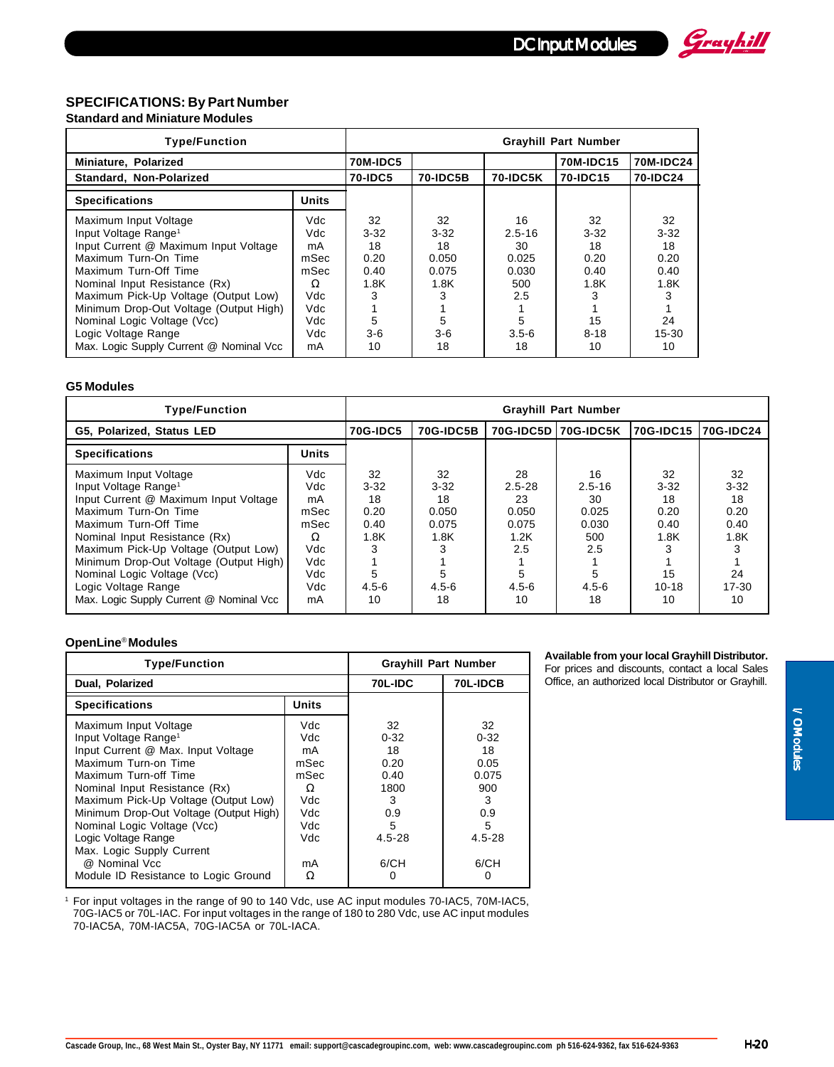## SPECIFICATIONS: By Part Number

### Standard and Miniature Modules

| Type/Function | | Grayhill Part Number | | | | |
|---|---|---|---|---|---|---|
| Miniature, Polarized | | 70M-IDC5 | | | 70M-IDC15 | 70M-IDC24 |
| Standard, Non-Polarized | | 70-IDC5 | 70-IDC5B | 70-IDC5K | 70-IDC15 | 70-IDC24 |
| **Specifications** | **Units** | | | | | |
| Maximum Input Voltage | Vdc | 32 | 32 | 16 | 32 | 32 |
| Input Voltage Range[1] | Vdc | 3-32 | 3-32 | 2.5-16 | 3-32 | 3-32 |
| Input Current @ Maximum Input Voltage | mA | 18 | 18 | 30 | 18 | 18 |
| Maximum Turn-On Time | mSec | 0.20 | 0.050 | 0.025 | 0.20 | 0.20 |
| Maximum Turn-Off Time | mSec | 0.40 | 0.075 | 0.030 | 0.40 | 0.40 |
| Nominal Input Resistance (Rx) | Ω | 1.8K | 1.8K | 500 | 1.8K | 1.8K |
| Maximum Pick-Up Voltage (Output Low) | Vdc | 3 | 3 | 2.5 | 3 | 3 |
| Minimum Drop-Out Voltage (Output High) | Vdc | 1 | 1 | 1 | 1 | 1 |
| Nominal Logic Voltage (Vcc) | Vdc | 5 | 5 | 5 | 15 | 24 |
| Logic Voltage Range | Vdc | 3-6 | 3-6 | 3.5-6 | 8-18 | 15-30 |
| Max. Logic Supply Current @ Nominal Vcc | mA | 10 | 18 | 18 | 10 | 10 |

### G5 Modules

| Type/Function | | Grayhill Part Number | | | | | |
|---|---|---|---|---|---|---|---|
| G5, Polarized, Status LED | | 70G-IDC5 | 70G-IDC5B | 70G-IDC5D | 70G-IDC5K | 70G-IDC15 | 70G-IDC24 |
| **Specifications** | **Units** | | | | | | |
| Maximum Input Voltage | Vdc | 32 | 32 | 28 | 16 | 32 | 32 |
| Input Voltage Range[1] | Vdc | 3-32 | 3-32 | 2.5-28 | 2.5-16 | 3-32 | 3-32 |
| Input Current @ Maximum Input Voltage | mA | 18 | 18 | 23 | 30 | 18 | 18 |
| Maximum Turn-On Time | mSec | 0.20 | 0.050 | 0.050 | 0.025 | 0.20 | 0.20 |
| Maximum Turn-Off Time | mSec | 0.40 | 0.075 | 0.075 | 0.030 | 0.40 | 0.40 |
| Nominal Input Resistance (Rx) | Ω | 1.8K | 1.8K | 1.2K | 500 | 1.8K | 1.8K |
| Maximum Pick-Up Voltage (Output Low) | Vdc | 3 | 3 | 2.5 | 2.5 | 3 | 3 |
| Minimum Drop-Out Voltage (Output High) | Vdc | 1 | 1 | 1 | 1 | 1 | 1 |
| Nominal Logic Voltage (Vcc) | Vdc | 5 | 5 | 5 | 5 | 15 | 24 |
| Logic Voltage Range | Vdc | 4.5-6 | 4.5-6 | 4.5-6 | 4.5-6 | 10-18 | 17-30 |
| Max. Logic Supply Current @ Nominal Vcc | mA | 10 | 18 | 10 | 18 | 10 | 10 |

### OpenLine® Modules

| Type/Function | | Grayhill Part Number | |
|---|---|---|---|
| Dual, Polarized | | 70L-IDC | 70L-IDCB |
| **Specifications** | **Units** | | |
| Maximum Input Voltage | Vdc | 32 | 32 |
| Input Voltage Range[1] | Vdc | 0-32 | 0-32 |
| Input Current @ Max. Input Voltage | mA | 18 | 18 |
| Maximum Turn-on Time | mSec | 0.20 | 0.05 |
| Maximum Turn-off Time | mSec | 0.40 | 0.075 |
| Nominal Input Resistance (Rx) | Ω | 1800 | 900 |
| Maximum Pick-Up Voltage (Output Low) | Vdc | 3 | 3 |
| Minimum Drop-Out Voltage (Output High) | Vdc | 0.9 | 0.9 |
| Nominal Logic Voltage (Vcc) | Vdc | 5 | 5 |
| Logic Voltage Range | Vdc | 4.5-28 | 4.5-28 |
| Max. Logic Supply Current @ Nominal Vcc | mA | 6/CH | 6/CH |
| Module ID Resistance to Logic Ground | Ω | 0 | 0 |

[1] For input voltages in the range of 90 to 140 Vdc, use AC input modules 70-IAC5, 70M-IAC5, 70G-IAC5 or 70L-IAC. For input voltages in the range of 180 to 280 Vdc, use AC input modules 70-IAC5A, 70M-IAC5A, 70G-IAC5A or 70L-IACA.

**Available from your local Grayhill Distributor.** For prices and discounts, contact a local Sales Office, an authorized local Distributor or Grayhill.